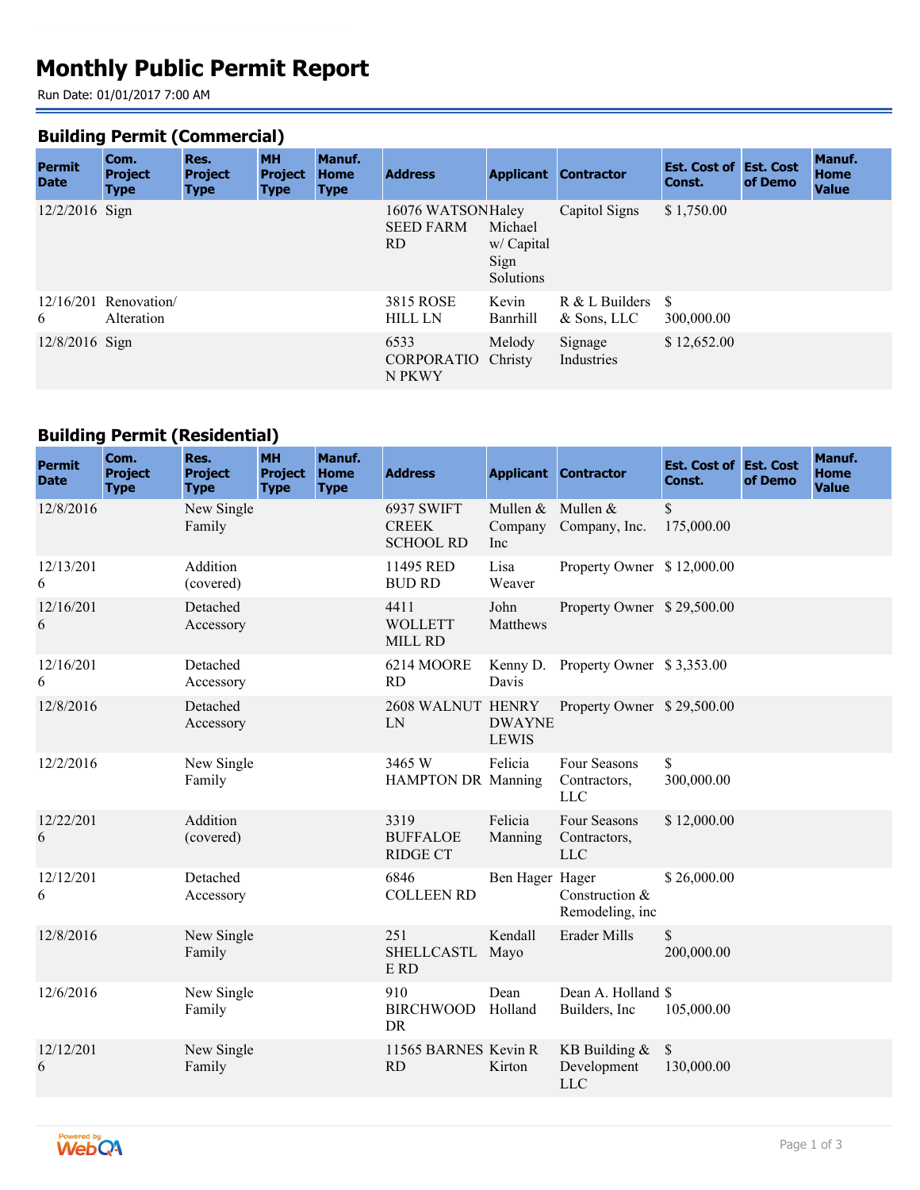# Monthly Public Permit Report

Run Date: 01/01/2017 7:00 AM

## Building Permit (Commercial)

| Permit Date | Com. Project Type | Res. Project Type | MH Project Type | Manuf. Home Type | Address | Applicant | Contractor | Est. Cost of Const. | Est. Cost of Demo | Manuf. Home Value |
|---|---|---|---|---|---|---|---|---|---|---|
| 12/2/2016 | Sign | | | | 16076 WATSON SEED FARM RD | Haley Michael w/ Capital Sign Solutions | Capitol Signs | $ 1,750.00 | | |
| 12/16/2016 | Renovation/ Alteration | | | | 3815 ROSE HILL LN | Kevin Banrhill | R & L Builders & Sons, LLC | $ 300,000.00 | | |
| 12/8/2016 | Sign | | | | 6533 CORPORATION PKWY | Melody Christy | Signage Industries | $ 12,652.00 | | |

## Building Permit (Residential)

| Permit Date | Com. Project Type | Res. Project Type | MH Project Type | Manuf. Home Type | Address | Applicant | Contractor | Est. Cost of Const. | Est. Cost of Demo | Manuf. Home Value |
|---|---|---|---|---|---|---|---|---|---|---|
| 12/8/2016 | | New Single Family | | | 6937 SWIFT CREEK SCHOOL RD | Mullen & Company Inc | Mullen & Company, Inc. | $ 175,000.00 | | |
| 12/13/2016 | | Addition (covered) | | | 11495 RED BUD RD | Lisa Weaver | Property Owner | $ 12,000.00 | | |
| 12/16/2016 | | Detached Accessory | | | 4411 WOLLETT MILL RD | John Matthews | Property Owner | $ 29,500.00 | | |
| 12/16/2016 | | Detached Accessory | | | 6214 MOORE RD | Kenny D. Davis | Property Owner | $ 3,353.00 | | |
| 12/8/2016 | | Detached Accessory | | | 2608 WALNUT LN | HENRY DWAYNE LEWIS | Property Owner | $ 29,500.00 | | |
| 12/2/2016 | | New Single Family | | | 3465 W HAMPTON DR | Felicia Manning | Four Seasons Contractors, LLC | $ 300,000.00 | | |
| 12/22/2016 | | Addition (covered) | | | 3319 BUFFALOE RIDGE CT | Felicia Manning | Four Seasons Contractors, LLC | $ 12,000.00 | | |
| 12/12/2016 | | Detached Accessory | | | 6846 COLLEEN RD | Ben Hager | Hager Construction & Remodeling, inc | $ 26,000.00 | | |
| 12/8/2016 | | New Single Family | | | 251 SHELLCASTLE RD | Kendall Mayo | Erader Mills | $ 200,000.00 | | |
| 12/6/2016 | | New Single Family | | | 910 BIRCHWOOD DR | Dean Holland | Dean A. Holland Builders, Inc | $ 105,000.00 | | |
| 12/12/2016 | | New Single Family | | | 11565 BARNES RD | Kevin R Kirton | KB Building & Development LLC | $ 130,000.00 | | |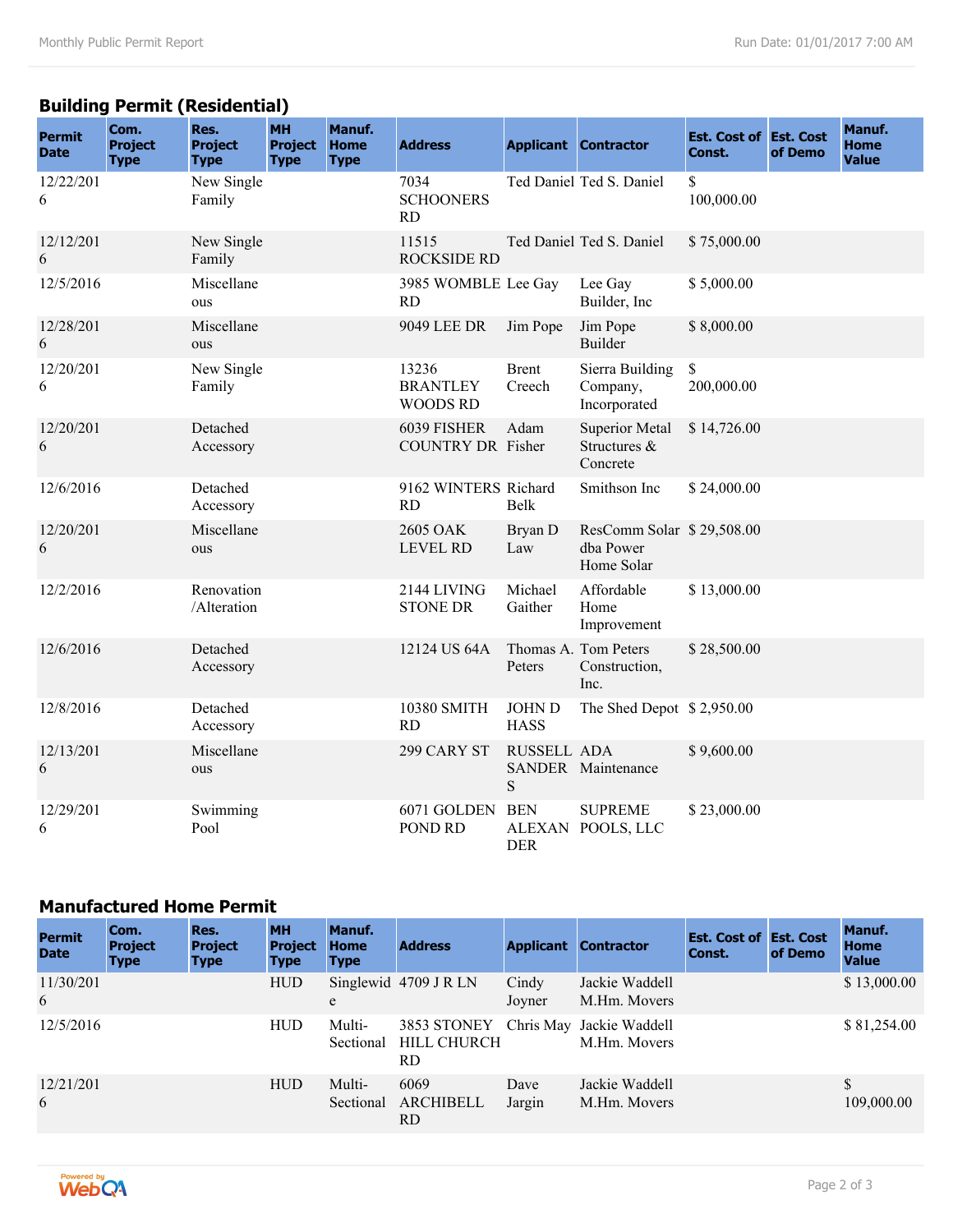## Building Permit (Residential)

| Permit Date | Com. Project Type | Res. Project Type | MH Project Type | Manuf. Home Type | Address | Applicant | Contractor | Est. Cost of Const. | Est. Cost of Demo | Manuf. Home Value |
|---|---|---|---|---|---|---|---|---|---|---|
| 12/22/2016 | | New Single Family | | | 7034 SCHOONERS RD | Ted Daniel | Ted S. Daniel | $ 100,000.00 | | |
| 12/12/2016 | | New Single Family | | | 11515 ROCKSIDE RD | Ted Daniel | Ted S. Daniel | $ 75,000.00 | | |
| 12/5/2016 | | Miscellaneous | | | 3985 WOMBLE RD | Lee Gay | Lee Gay Builder, Inc | $ 5,000.00 | | |
| 12/28/2016 | | Miscellaneous | | | 9049 LEE DR | Jim Pope | Jim Pope Builder | $ 8,000.00 | | |
| 12/20/2016 | | New Single Family | | | 13236 BRANTLEY WOODS RD | Brent Creech | Sierra Building Company, Incorporated | $ 200,000.00 | | |
| 12/20/2016 | | Detached Accessory | | | 6039 FISHER COUNTRY DR | Adam Fisher | Superior Metal Structures & Concrete | $ 14,726.00 | | |
| 12/6/2016 | | Detached Accessory | | | 9162 WINTERS RD | Richard Belk | Smithson Inc | $ 24,000.00 | | |
| 12/20/2016 | | Miscellaneous | | | 2605 OAK LEVEL RD | Bryan D Law | ResComm Solar dba Power Home Solar | $ 29,508.00 | | |
| 12/2/2016 | | Renovation /Alteration | | | 2144 LIVING STONE DR | Michael Gaither | Affordable Home Improvement | $ 13,000.00 | | |
| 12/6/2016 | | Detached Accessory | | | 12124 US 64A | Thomas A. Peters | Tom Peters Construction, Inc. | $ 28,500.00 | | |
| 12/8/2016 | | Detached Accessory | | | 10380 SMITH RD | JOHN D HASS | The Shed Depot | $ 2,950.00 | | |
| 12/13/2016 | | Miscellaneous | | | 299 CARY ST | RUSSELL SANDERS | ADA Maintenance | $ 9,600.00 | | |
| 12/29/2016 | | Swimming Pool | | | 6071 GOLDEN POND RD | BEN ALEXANDER | SUPREME POOLS, LLC | $ 23,000.00 | | |

## Manufactured Home Permit

| Permit Date | Com. Project Type | Res. Project Type | MH Project Type | Manuf. Home Type | Address | Applicant | Contractor | Est. Cost of Const. | Est. Cost of Demo | Manuf. Home Value |
|---|---|---|---|---|---|---|---|---|---|---|
| 11/30/2016 | | | HUD | Singlewide | 4709 J R LN | Cindy Joyner | Jackie Waddell M.Hm. Movers | | | $ 13,000.00 |
| 12/5/2016 | | | HUD | Multi-Sectional | 3853 STONEY HILL CHURCH RD | Chris May | Jackie Waddell M.Hm. Movers | | | $ 81,254.00 |
| 12/21/2016 | | | HUD | Multi-Sectional | 6069 ARCHIBELL RD | Dave Jargin | Jackie Waddell M.Hm. Movers | | | $ 109,000.00 |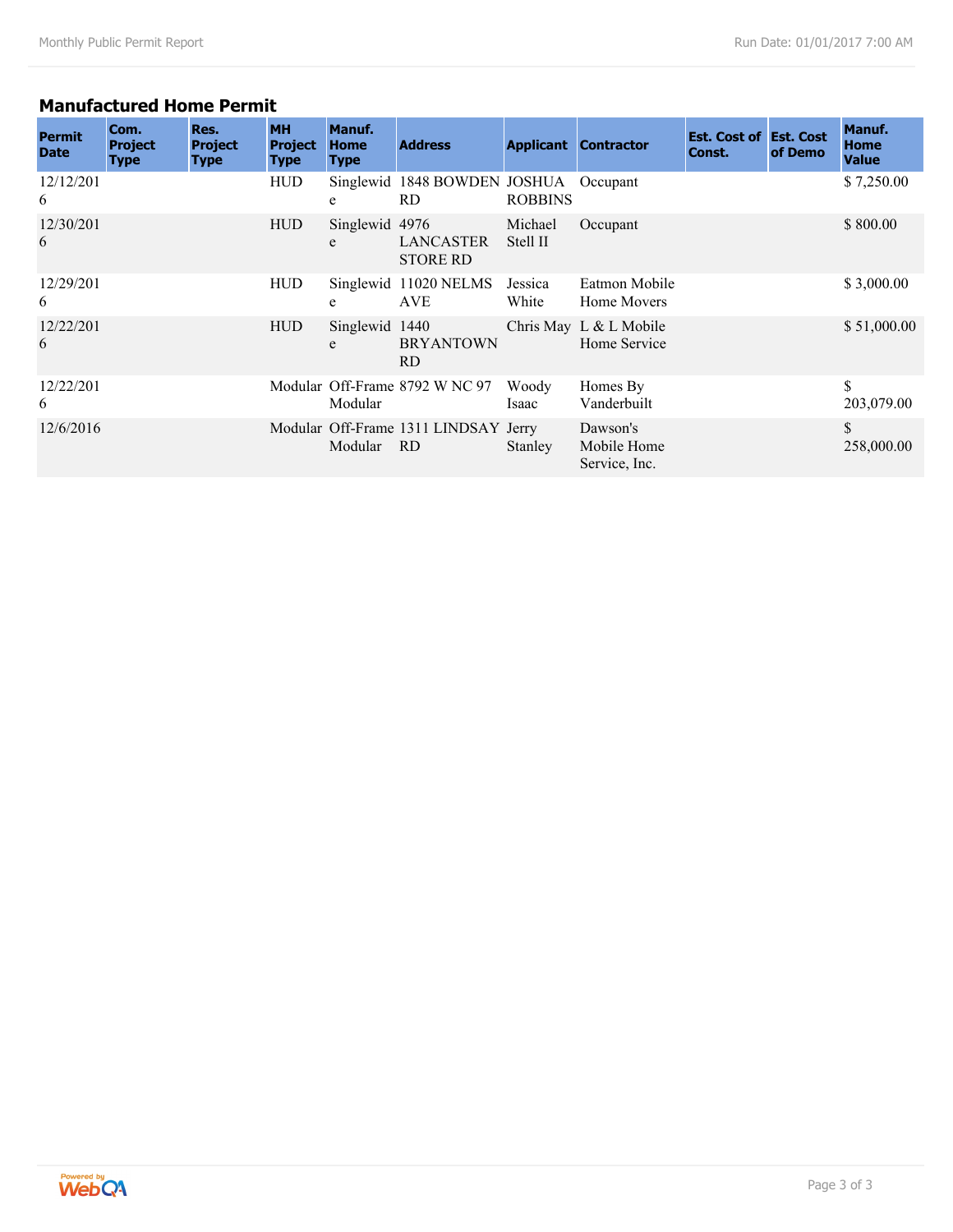## Manufactured Home Permit

| Permit Date | Com. Project Type | Res. Project Type | MH Project Type | Manuf. Home Type | Address | Applicant | Contractor | Est. Cost of Const. | Est. Cost of Demo | Manuf. Home Value |
|---|---|---|---|---|---|---|---|---|---|---|
| 12/12/2016 | | | HUD | Singlewide | 1848 BOWDEN RD | JOSHUA ROBBINS | Occupant | | | $ 7,250.00 |
| 12/30/2016 | | | HUD | Singlewide | 4976 LANCASTER STORE RD | Michael Stell II | Occupant | | | $ 800.00 |
| 12/29/2016 | | | HUD | Singlewide | 11020 NELMS AVE | Jessica White | Eatmon Mobile Home Movers | | | $ 3,000.00 |
| 12/22/2016 | | | HUD | Singlewide | 1440 BRYANTOWN RD | Chris May | L & L Mobile Home Service | | | $ 51,000.00 |
| 12/22/2016 | | | Modular | Off-Frame Modular | 8792 W NC 97 | Woody Isaac | Homes By Vanderbuilt | | | $ 203,079.00 |
| 12/6/2016 | | | Modular | Off-Frame Modular | 1311 LINDSAY RD | Jerry Stanley | Dawson's Mobile Home Service, Inc. | | | $ 258,000.00 |